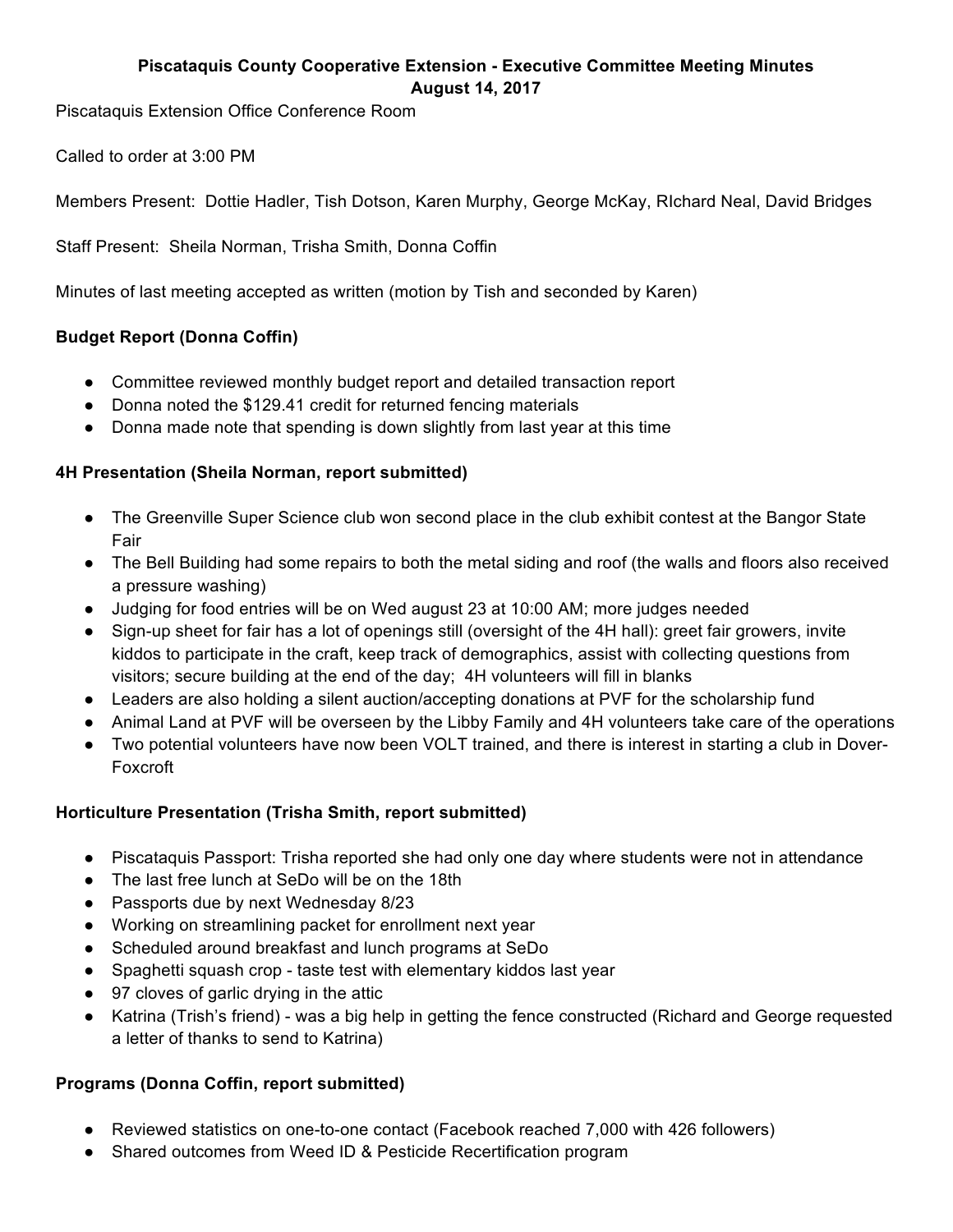**Piscataquis County Cooperative Extension - Executive Committee Meeting Minutes**
**August 14, 2017**

Piscataquis Extension Office Conference Room

Called to order at 3:00 PM

Members Present: Dottie Hadler, Tish Dotson, Karen Murphy, George McKay, RIchard Neal, David Bridges

Staff Present: Sheila Norman, Trisha Smith, Donna Coffin

Minutes of last meeting accepted as written (motion by Tish and seconded by Karen)

### Budget Report (Donna Coffin)

- Committee reviewed monthly budget report and detailed transaction report
- Donna noted the $129.41 credit for returned fencing materials
- Donna made note that spending is down slightly from last year at this time

### 4H Presentation (Sheila Norman, report submitted)

- The Greenville Super Science club won second place in the club exhibit contest at the Bangor State Fair
- The Bell Building had some repairs to both the metal siding and roof (the walls and floors also received a pressure washing)
- Judging for food entries will be on Wed august 23 at 10:00 AM; more judges needed
- Sign-up sheet for fair has a lot of openings still (oversight of the 4H hall): greet fair growers, invite kiddos to participate in the craft, keep track of demographics, assist with collecting questions from visitors; secure building at the end of the day; 4H volunteers will fill in blanks
- Leaders are also holding a silent auction/accepting donations at PVF for the scholarship fund
- Animal Land at PVF will be overseen by the Libby Family and 4H volunteers take care of the operations
- Two potential volunteers have now been VOLT trained, and there is interest in starting a club in Dover-Foxcroft

### Horticulture Presentation (Trisha Smith, report submitted)

- Piscataquis Passport: Trisha reported she had only one day where students were not in attendance
- The last free lunch at SeDo will be on the 18th
- Passports due by next Wednesday 8/23
- Working on streamlining packet for enrollment next year
- Scheduled around breakfast and lunch programs at SeDo
- Spaghetti squash crop - taste test with elementary kiddos last year
- 97 cloves of garlic drying in the attic
- Katrina (Trish's friend) - was a big help in getting the fence constructed (Richard and George requested a letter of thanks to send to Katrina)

### Programs (Donna Coffin, report submitted)

- Reviewed statistics on one-to-one contact (Facebook reached 7,000 with 426 followers)
- Shared outcomes from Weed ID & Pesticide Recertification program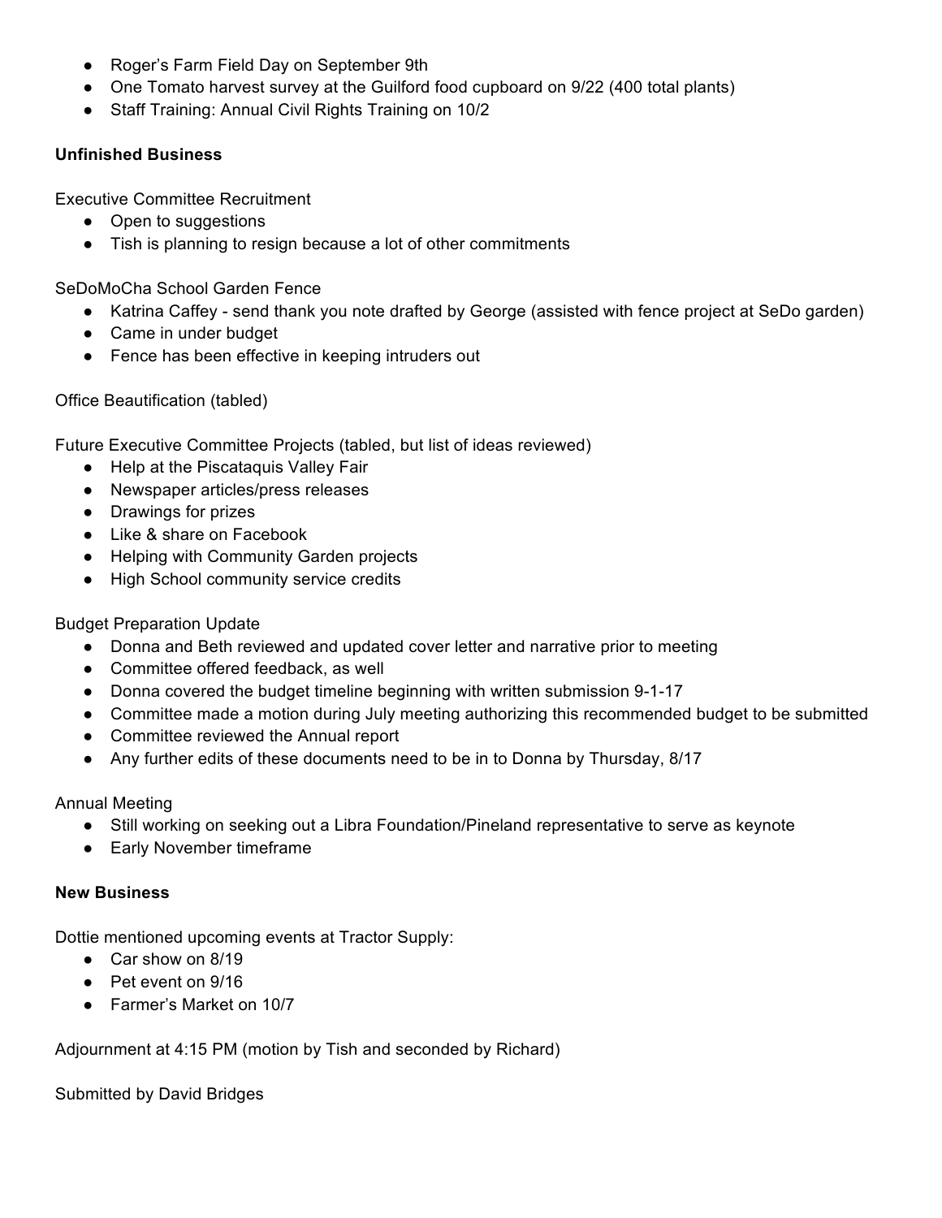- Roger's Farm Field Day on September 9th
- One Tomato harvest survey at the Guilford food cupboard on 9/22 (400 total plants)
- Staff Training: Annual Civil Rights Training on 10/2

**Unfinished Business**

Executive Committee Recruitment

- Open to suggestions
- Tish is planning to resign because a lot of other commitments

SeDoMoCha School Garden Fence

- Katrina Caffey - send thank you note drafted by George (assisted with fence project at SeDo garden)
- Came in under budget
- Fence has been effective in keeping intruders out

Office Beautification (tabled)

Future Executive Committee Projects (tabled, but list of ideas reviewed)

- Help at the Piscataquis Valley Fair
- Newspaper articles/press releases
- Drawings for prizes
- Like & share on Facebook
- Helping with Community Garden projects
- High School community service credits

Budget Preparation Update

- Donna and Beth reviewed and updated cover letter and narrative prior to meeting
- Committee offered feedback, as well
- Donna covered the budget timeline beginning with written submission 9-1-17
- Committee made a motion during July meeting authorizing this recommended budget to be submitted
- Committee reviewed the Annual report
- Any further edits of these documents need to be in to Donna by Thursday, 8/17

Annual Meeting

- Still working on seeking out a Libra Foundation/Pineland representative to serve as keynote
- Early November timeframe

**New Business**

Dottie mentioned upcoming events at Tractor Supply:

- Car show on 8/19
- Pet event on 9/16
- Farmer's Market on 10/7

Adjournment at 4:15 PM (motion by Tish and seconded by Richard)

Submitted by David Bridges